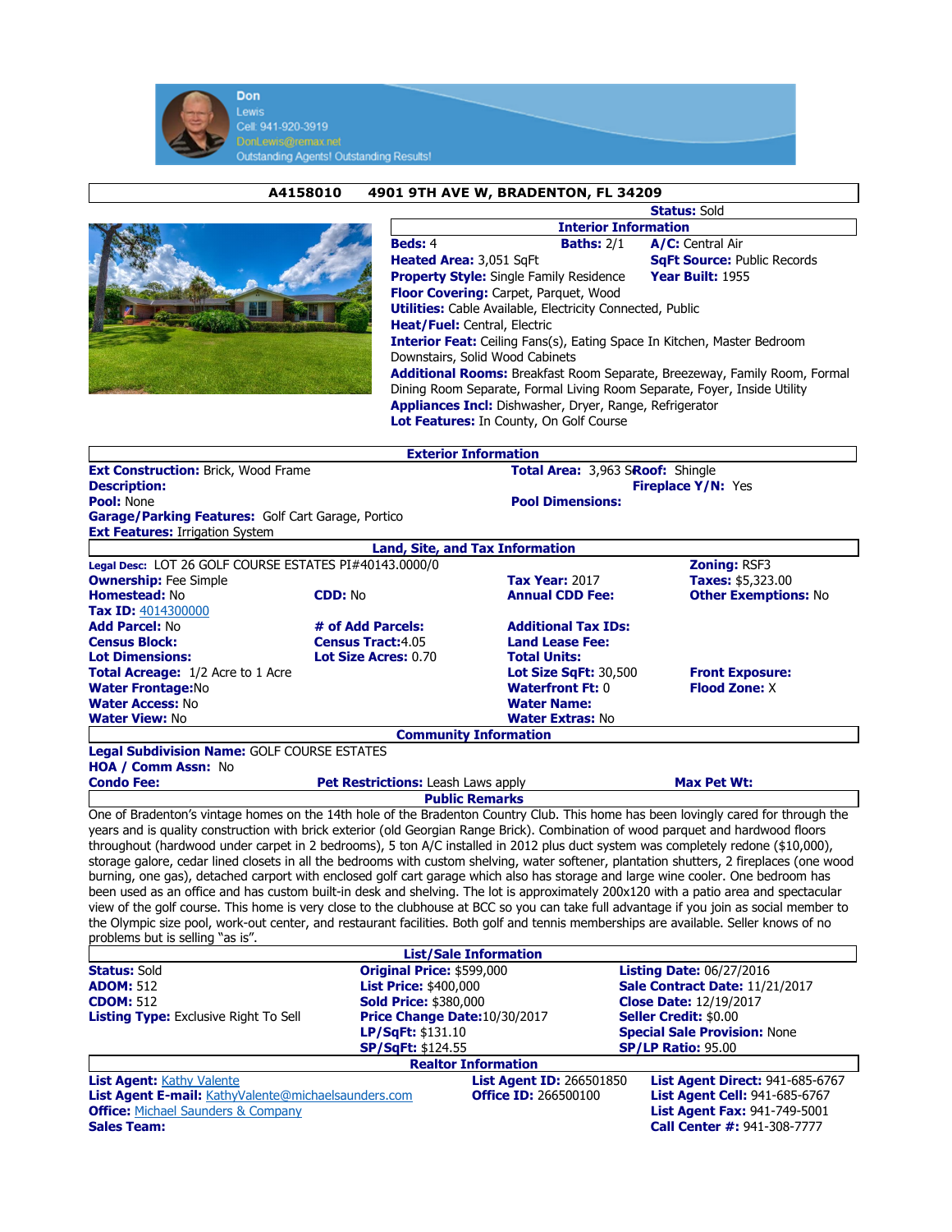Don
Lewis
Cell: 941-920-3919
DonLewis@remax.net
Outstanding Agents! Outstanding Results!

## A4158010 4901 9TH AVE W, BRADENTON, FL 34209

**Status:** Sold

### Interior Information

**Beds:** 4 **Baths:** 2/1 **A/C:** Central Air
**Heated Area:** 3,051 SqFt **SqFt Source:** Public Records
**Property Style:** Single Family Residence **Year Built:** 1955
**Floor Covering:** Carpet, Parquet, Wood
**Utilities:** Cable Available, Electricity Connected, Public
**Heat/Fuel:** Central, Electric
**Interior Feat:** Ceiling Fans(s), Eating Space In Kitchen, Master Bedroom Downstairs, Solid Wood Cabinets
**Additional Rooms:** Breakfast Room Separate, Breezeway, Family Room, Formal Dining Room Separate, Formal Living Room Separate, Foyer, Inside Utility
**Appliances Incl:** Dishwasher, Dryer, Range, Refrigerator
**Lot Features:** In County, On Golf Course

### Exterior Information

**Ext Construction:** Brick, Wood Frame **Total Area:** 3,963 S **Roof:** Shingle
**Description:** **Fireplace Y/N:** Yes
**Pool:** None **Pool Dimensions:**
**Garage/Parking Features:** Golf Cart Garage, Portico
**Ext Features:** Irrigation System

### Land, Site, and Tax Information

| | | | |
|---|---|---|---|
| **Legal Desc:** LOT 26 GOLF COURSE ESTATES PI#40143.0000/0 | | | **Zoning:** RSF3 |
| **Ownership:** Fee Simple | | **Tax Year:** 2017 | **Taxes:** $5,323.00 |
| **Homestead:** No | **CDD:** No | **Annual CDD Fee:** | **Other Exemptions:** No |
| **Tax ID:** 4014300000 | | | |
| **Add Parcel:** No | **# of Add Parcels:** | **Additional Tax IDs:** | |
| **Census Block:** | **Census Tract:** 4.05 | **Land Lease Fee:** | |
| **Lot Dimensions:** | **Lot Size Acres:** 0.70 | **Total Units:** | |
| **Total Acreage:** 1/2 Acre to 1 Acre | | **Lot Size SqFt:** 30,500 | **Front Exposure:** |
| **Water Frontage:** No | | **Waterfront Ft:** 0 | **Flood Zone:** X |
| **Water Access:** No | | **Water Name:** | |
| **Water View:** No | | **Water Extras:** No | |

### Community Information

**Legal Subdivision Name:** GOLF COURSE ESTATES
**HOA / Comm Assn:** No
**Condo Fee:** **Pet Restrictions:** Leash Laws apply **Max Pet Wt:**

### Public Remarks

One of Bradenton's vintage homes on the 14th hole of the Bradenton Country Club. This home has been lovingly cared for through the years and is quality construction with brick exterior (old Georgian Range Brick). Combination of wood parquet and hardwood floors throughout (hardwood under carpet in 2 bedrooms), 5 ton A/C installed in 2012 plus duct system was completely redone ($10,000), storage galore, cedar lined closets in all the bedrooms with custom shelving, water softener, plantation shutters, 2 fireplaces (one wood burning, one gas), detached carport with enclosed golf cart garage which also has storage and large wine cooler. One bedroom has been used as an office and has custom built-in desk and shelving. The lot is approximately 200x120 with a patio area and spectacular view of the golf course. This home is very close to the clubhouse at BCC so you can take full advantage if you join as social member to the Olympic size pool, work-out center, and restaurant facilities. Both golf and tennis memberships are available. Seller knows of no problems but is selling "as is".

### List/Sale Information

| | | |
|---|---|---|
| **Status:** Sold | **Original Price:** $599,000 | **Listing Date:** 06/27/2016 |
| **ADOM:** 512 | **List Price:** $400,000 | **Sale Contract Date:** 11/21/2017 |
| **CDOM:** 512 | **Sold Price:** $380,000 | **Close Date:** 12/19/2017 |
| **Listing Type:** Exclusive Right To Sell | **Price Change Date:** 10/30/2017 | **Seller Credit:** $0.00 |
| | **LP/SqFt:** $131.10 | **Special Sale Provision:** None |
| | **SP/SqFt:** $124.55 | **SP/LP Ratio:** 95.00 |

### Realtor Information

| | | |
|---|---|---|
| **List Agent:** Kathy Valente | **List Agent ID:** 266501850 | **List Agent Direct:** 941-685-6767 |
| **List Agent E-mail:** KathyValente@michaelsaunders.com | **Office ID:** 266500100 | **List Agent Cell:** 941-685-6767 |
| **Office:** Michael Saunders & Company | | **List Agent Fax:** 941-749-5001 |
| **Sales Team:** | | **Call Center #:** 941-308-7777 |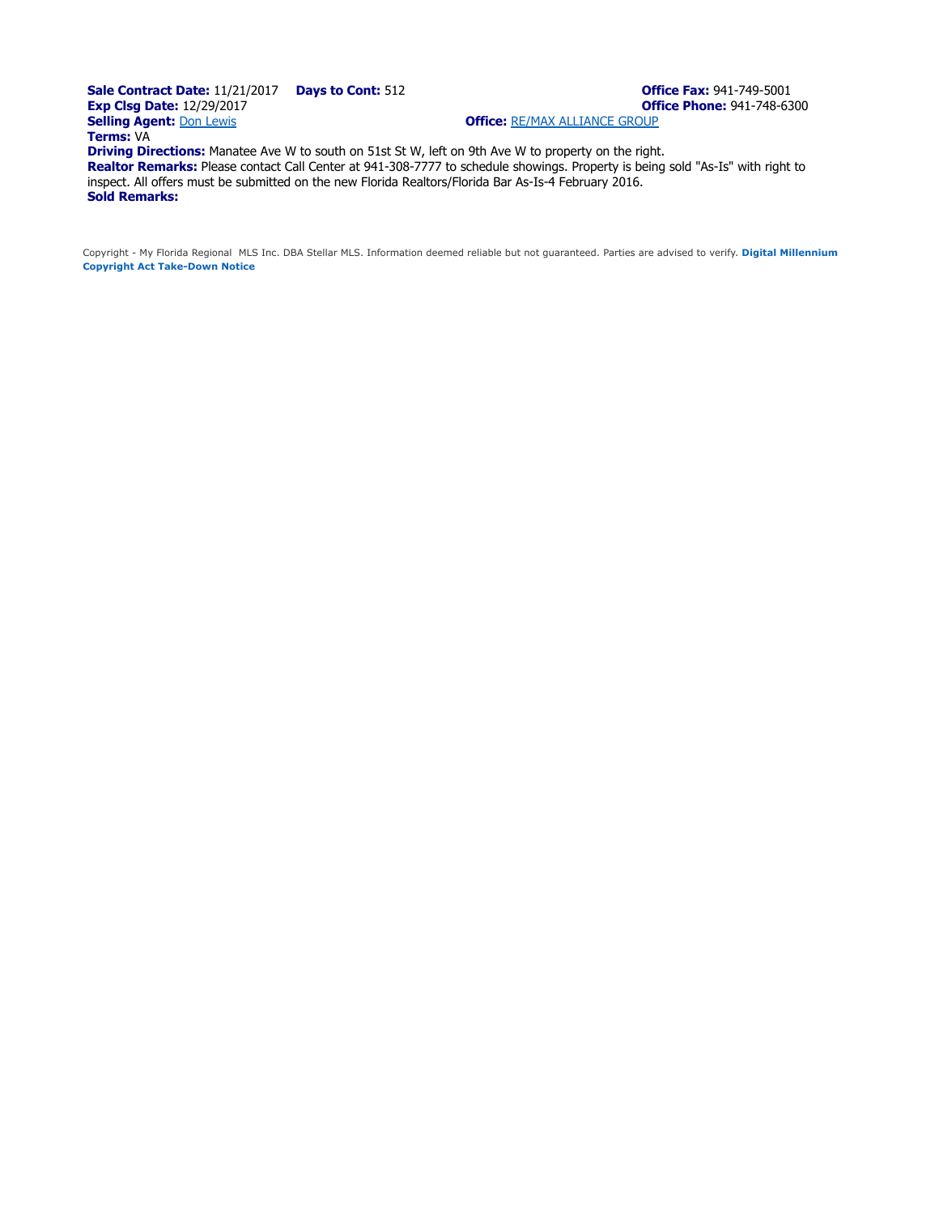**Sale Contract Date:** 11/21/2017 **Days to Cont:** 512
**Exp Clsg Date:** 12/29/2017
**Selling Agent:** Don Lewis
**Terms:** VA

**Office Fax:** 941-749-5001
**Office Phone:** 941-748-6300
**Office:** RE/MAX ALLIANCE GROUP

**Driving Directions:** Manatee Ave W to south on 51st St W, left on 9th Ave W to property on the right.
**Realtor Remarks:** Please contact Call Center at 941-308-7777 to schedule showings. Property is being sold "As-Is" with right to inspect. All offers must be submitted on the new Florida Realtors/Florida Bar As-Is-4 February 2016.
**Sold Remarks:**

Copyright - My Florida Regional MLS Inc. DBA Stellar MLS. Information deemed reliable but not guaranteed. Parties are advised to verify. **Digital Millennium Copyright Act Take-Down Notice**